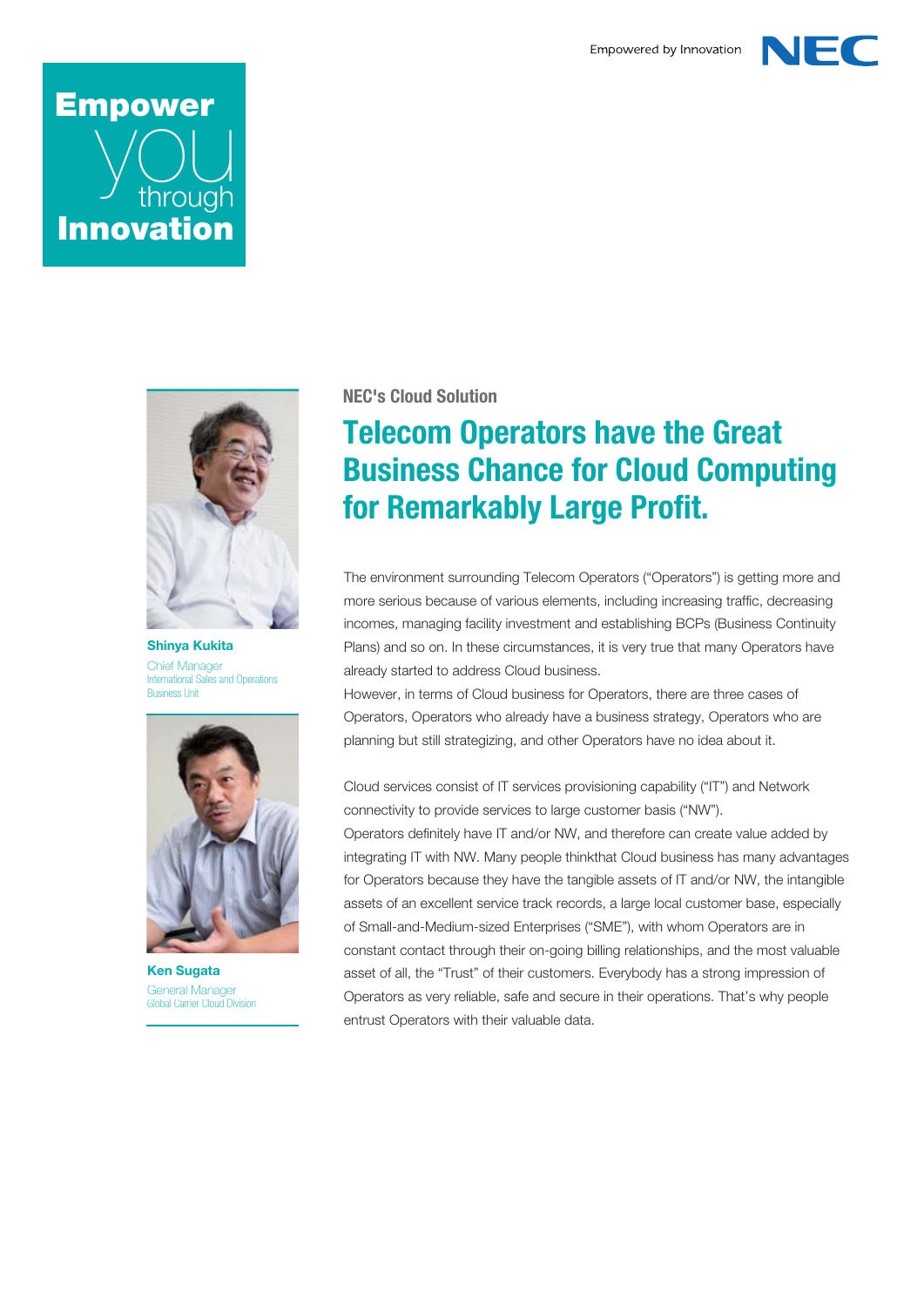Empowered by Innovation

NEC

**Empower**
you
through
**Innovation**

**Shinya Kukita**
Chief Manager
International Sales and Operations Business Unit

**Ken Sugata**
General Manager
Global Carrier Cloud Division

### NEC's Cloud Solution

# Telecom Operators have the Great Business Chance for Cloud Computing for Remarkably Large Profit.

The environment surrounding Telecom Operators ("Operators") is getting more and more serious because of various elements, including increasing traffic, decreasing incomes, managing facility investment and establishing BCPs (Business Continuity Plans) and so on. In these circumstances, it is very true that many Operators have already started to address Cloud business.
However, in terms of Cloud business for Operators, there are three cases of Operators, Operators who already have a business strategy, Operators who are planning but still strategizing, and other Operators have no idea about it.

Cloud services consist of IT services provisioning capability ("IT") and Network connectivity to provide services to large customer basis ("NW").
Operators definitely have IT and/or NW, and therefore can create value added by integrating IT with NW. Many people thinkthat Cloud business has many advantages for Operators because they have the tangible assets of IT and/or NW, the intangible assets of an excellent service track records, a large local customer base, especially of Small-and-Medium-sized Enterprises ("SME"), with whom Operators are in constant contact through their on-going billing relationships, and the most valuable asset of all, the "Trust" of their customers. Everybody has a strong impression of Operators as very reliable, safe and secure in their operations. That's why people entrust Operators with their valuable data.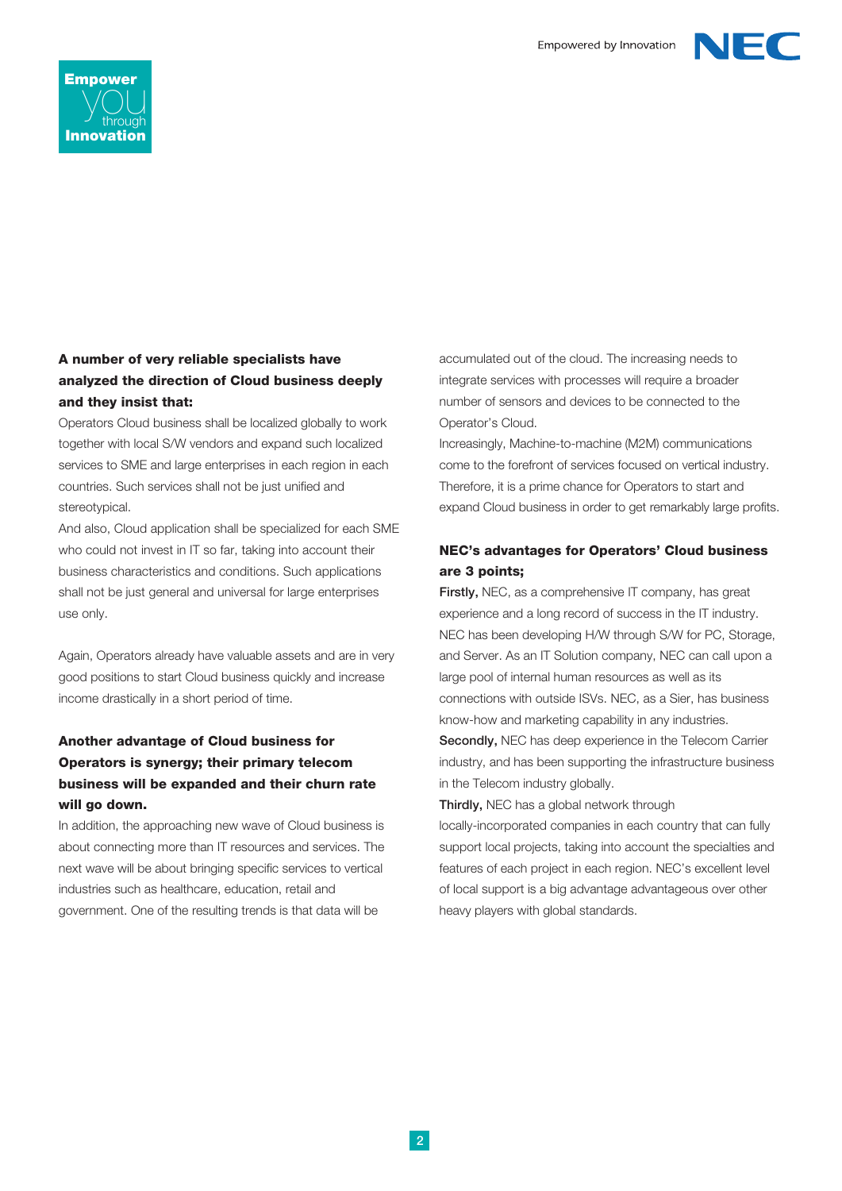**A number of very reliable specialists have analyzed the direction of Cloud business deeply and they insist that:**

Operators Cloud business shall be localized globally to work together with local S/W vendors and expand such localized services to SME and large enterprises in each region in each countries. Such services shall not be just unified and stereotypical.

And also, Cloud application shall be specialized for each SME who could not invest in IT so far, taking into account their business characteristics and conditions. Such applications shall not be just general and universal for large enterprises use only.

Again, Operators already have valuable assets and are in very good positions to start Cloud business quickly and increase income drastically in a short period of time.

**Another advantage of Cloud business for Operators is synergy; their primary telecom business will be expanded and their churn rate will go down.**

In addition, the approaching new wave of Cloud business is about connecting more than IT resources and services. The next wave will be about bringing specific services to vertical industries such as healthcare, education, retail and government. One of the resulting trends is that data will be accumulated out of the cloud. The increasing needs to integrate services with processes will require a broader number of sensors and devices to be connected to the Operator's Cloud.

Increasingly, Machine-to-machine (M2M) communications come to the forefront of services focused on vertical industry. Therefore, it is a prime chance for Operators to start and expand Cloud business in order to get remarkably large profits.

**NEC's advantages for Operators' Cloud business are 3 points;**

**Firstly,** NEC, as a comprehensive IT company, has great experience and a long record of success in the IT industry. NEC has been developing H/W through S/W for PC, Storage, and Server. As an IT Solution company, NEC can call upon a large pool of internal human resources as well as its connections with outside ISVs. NEC, as a Sier, has business know-how and marketing capability in any industries.

**Secondly,** NEC has deep experience in the Telecom Carrier industry, and has been supporting the infrastructure business in the Telecom industry globally.

**Thirdly,** NEC has a global network through locally-incorporated companies in each country that can fully support local projects, taking into account the specialties and features of each project in each region. NEC's excellent level of local support is a big advantage advantageous over other heavy players with global standards.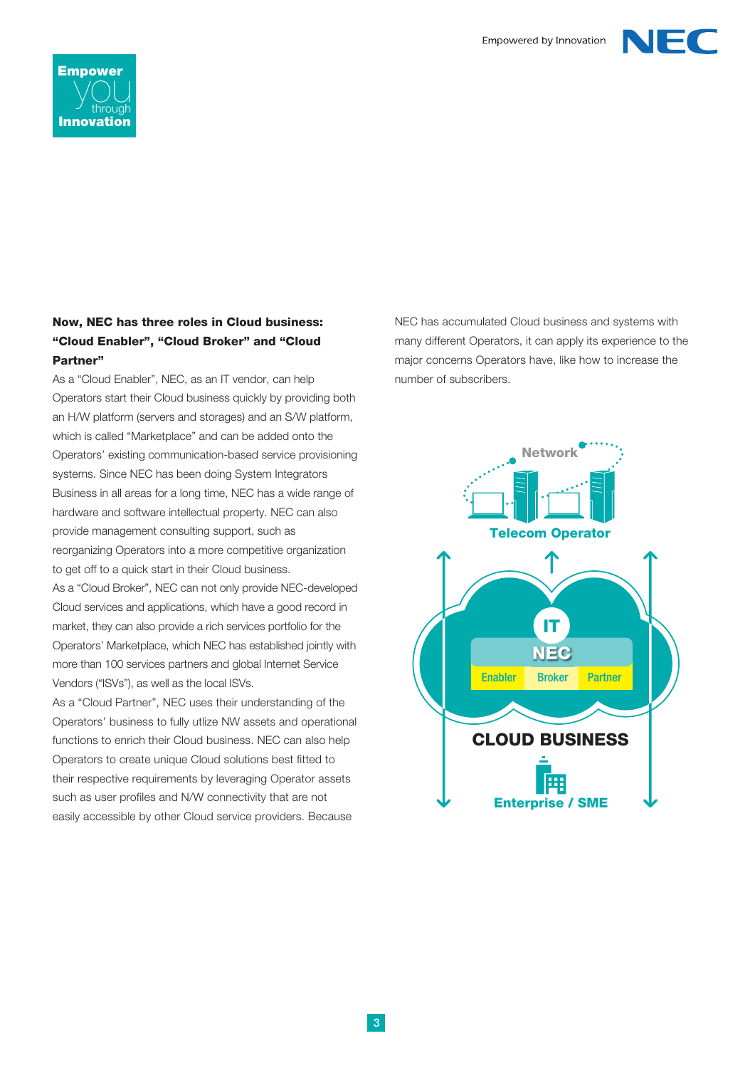**Now, NEC has three roles in Cloud business: "Cloud Enabler", "Cloud Broker" and "Cloud Partner"**

As a "Cloud Enabler", NEC, as an IT vendor, can help Operators start their Cloud business quickly by providing both an H/W platform (servers and storages) and an S/W platform, which is called "Marketplace" and can be added onto the Operators' existing communication-based service provisioning systems. Since NEC has been doing System Integrators Business in all areas for a long time, NEC has a wide range of hardware and software intellectual property. NEC can also provide management consulting support, such as reorganizing Operators into a more competitive organization to get off to a quick start in their Cloud business.

As a "Cloud Broker", NEC can not only provide NEC-developed Cloud services and applications, which have a good record in market, they can also provide a rich services portfolio for the Operators' Marketplace, which NEC has established jointly with more than 100 services partners and global Internet Service Vendors ("ISVs"), as well as the local ISVs.

As a "Cloud Partner", NEC uses their understanding of the Operators' business to fully utlize NW assets and operational functions to enrich their Cloud business. NEC can also help Operators to create unique Cloud solutions best fitted to their respective requirements by leveraging Operator assets such as user profiles and N/W connectivity that are not easily accessible by other Cloud service providers. Because NEC has accumulated Cloud business and systems with many different Operators, it can apply its experience to the major concerns Operators have, like how to increase the number of subscribers.

Network

Telecom Operator

IT

NEC

Enabler Broker Partner

CLOUD BUSINESS

Enterprise / SME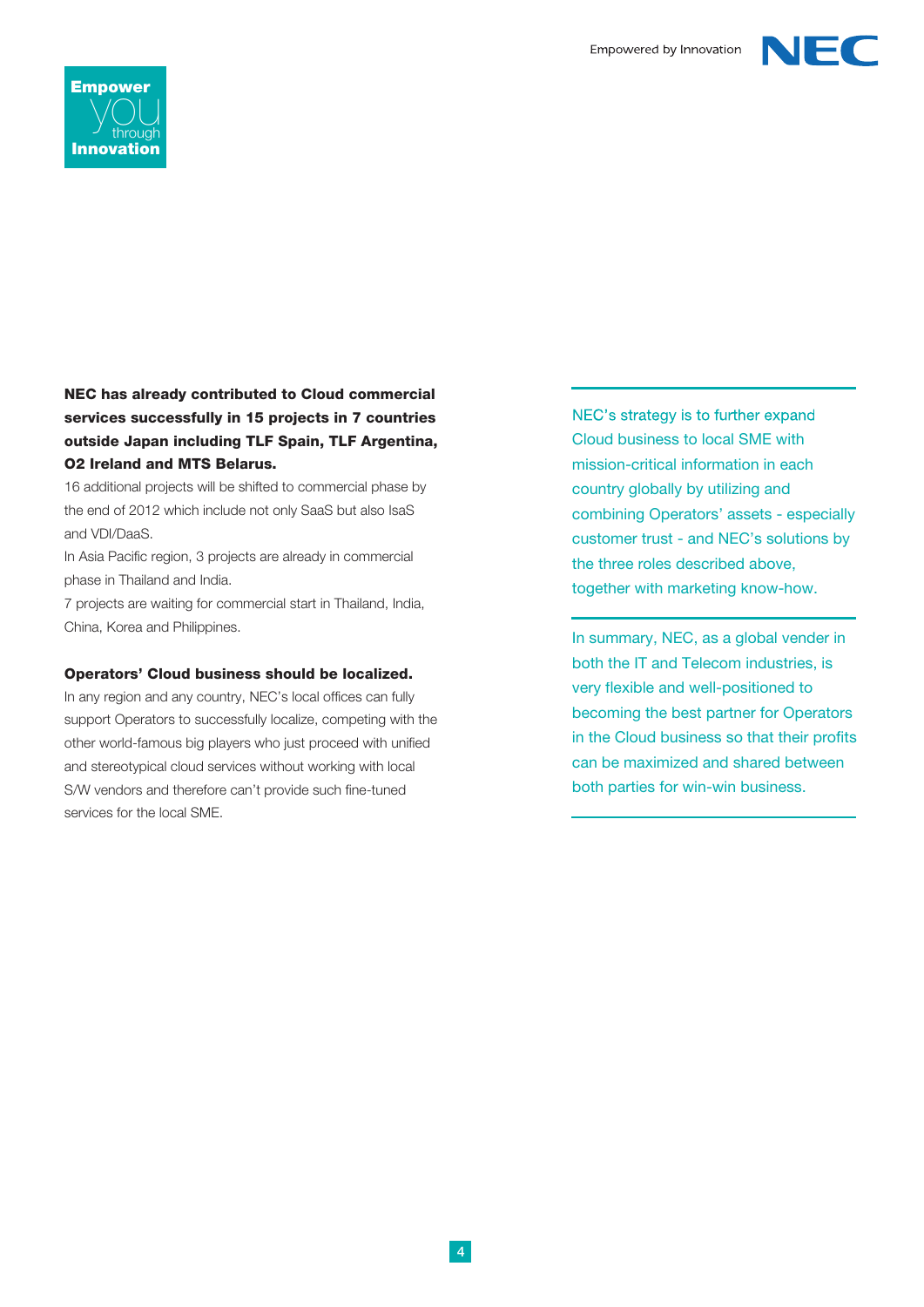**NEC has already contributed to Cloud commercial services successfully in 15 projects in 7 countries outside Japan including TLF Spain, TLF Argentina, O2 Ireland and MTS Belarus.**

16 additional projects will be shifted to commercial phase by the end of 2012 which include not only SaaS but also IasS and VDI/DaaS.

In Asia Pacific region, 3 projects are already in commercial phase in Thailand and India.

7 projects are waiting for commercial start in Thailand, India, China, Korea and Philippines.

**Operators' Cloud business should be localized.**

In any region and any country, NEC's local offices can fully support Operators to successfully localize, competing with the other world-famous big players who just proceed with unified and stereotypical cloud services without working with local S/W vendors and therefore can't provide such fine-tuned services for the local SME.

NEC's strategy is to further expand Cloud business to local SME with mission-critical information in each country globally by utilizing and combining Operators' assets - especially customer trust - and NEC's solutions by the three roles described above, together with marketing know-how.

In summary, NEC, as a global vender in both the IT and Telecom industries, is very flexible and well-positioned to becoming the best partner for Operators in the Cloud business so that their profits can be maximized and shared between both parties for win-win business.